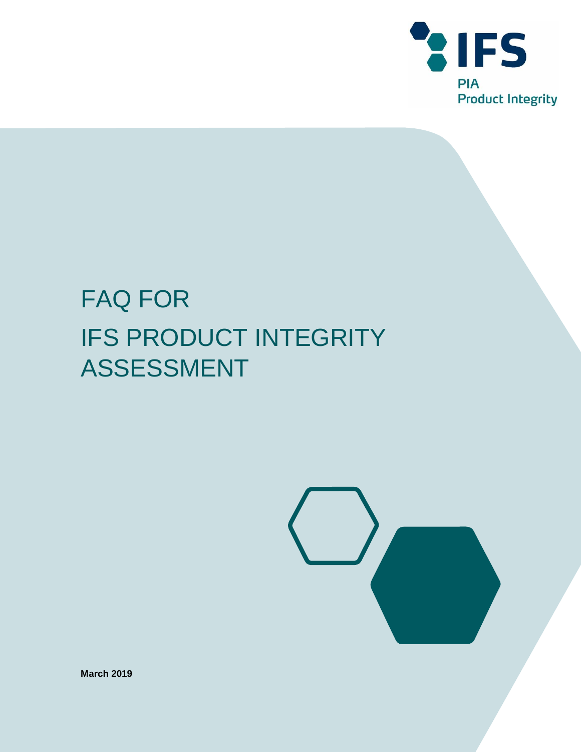IFS

PIA
Product Integrity

# FAQ FOR
# IFS PRODUCT INTEGRITY ASSESSMENT

**March 2019**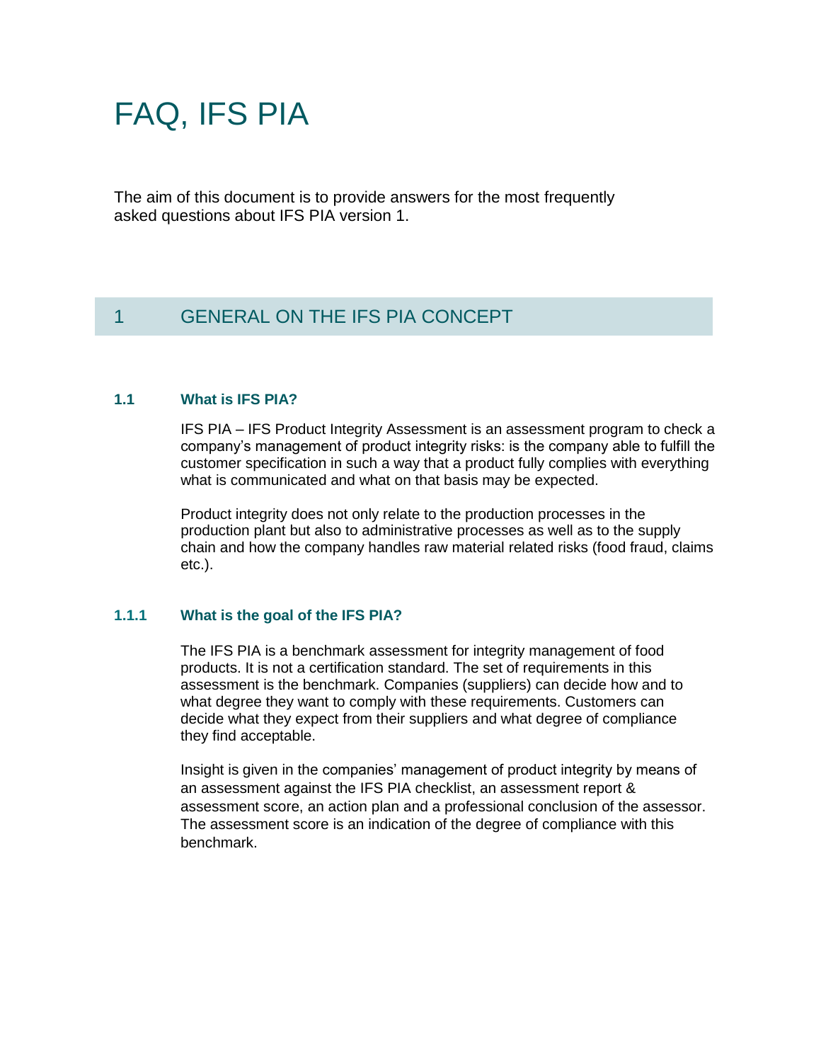# FAQ, IFS PIA

The aim of this document is to provide answers for the most frequently asked questions about IFS PIA version 1.

## 1 GENERAL ON THE IFS PIA CONCEPT

### 1.1 What is IFS PIA?

IFS PIA – IFS Product Integrity Assessment is an assessment program to check a company's management of product integrity risks: is the company able to fulfill the customer specification in such a way that a product fully complies with everything what is communicated and what on that basis may be expected.

Product integrity does not only relate to the production processes in the production plant but also to administrative processes as well as to the supply chain and how the company handles raw material related risks (food fraud, claims etc.).

#### 1.1.1 What is the goal of the IFS PIA?

The IFS PIA is a benchmark assessment for integrity management of food products. It is not a certification standard. The set of requirements in this assessment is the benchmark. Companies (suppliers) can decide how and to what degree they want to comply with these requirements. Customers can decide what they expect from their suppliers and what degree of compliance they find acceptable.

Insight is given in the companies' management of product integrity by means of an assessment against the IFS PIA checklist, an assessment report & assessment score, an action plan and a professional conclusion of the assessor. The assessment score is an indication of the degree of compliance with this benchmark.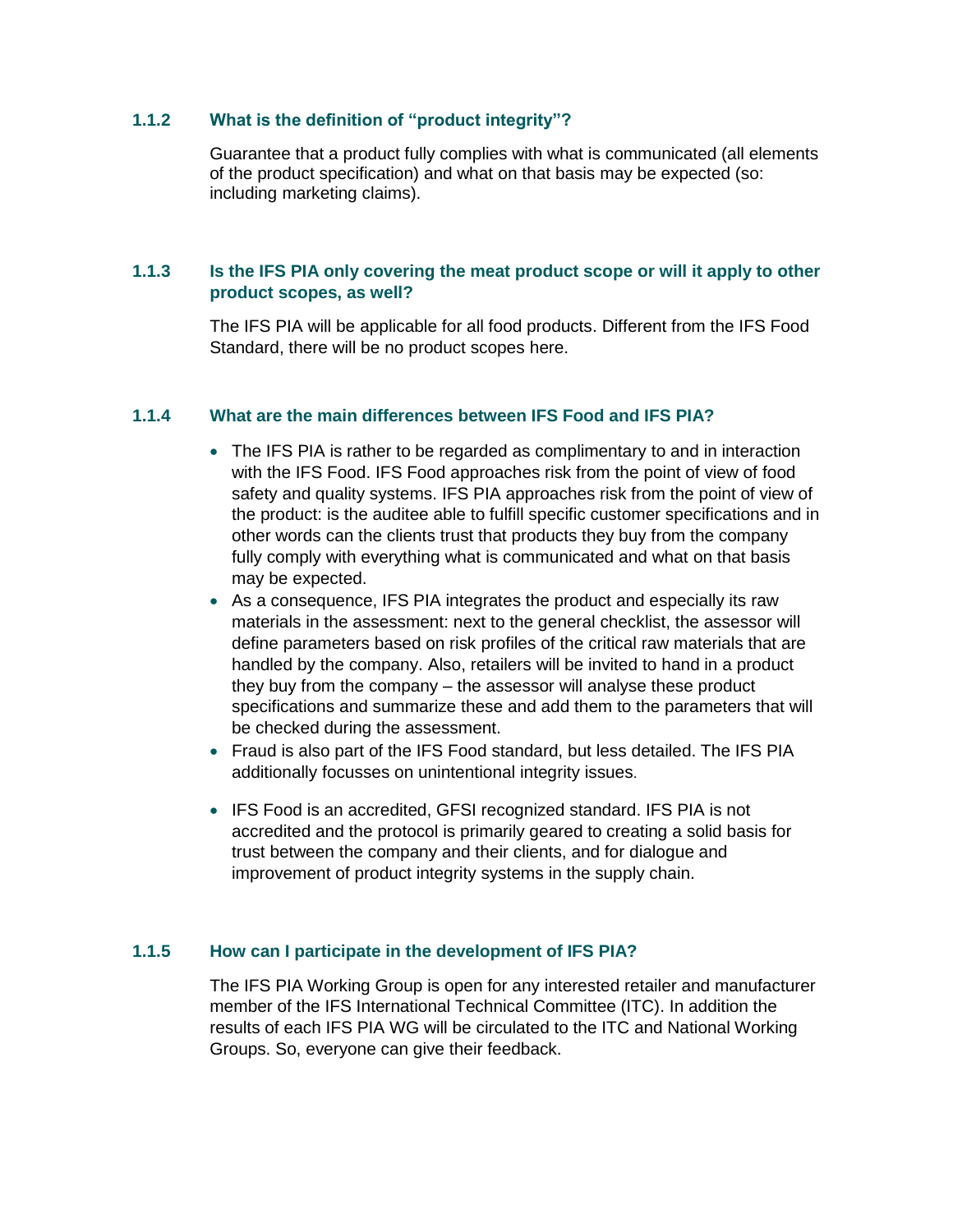### 1.1.2 What is the definition of “product integrity”?

Guarantee that a product fully complies with what is communicated (all elements of the product specification) and what on that basis may be expected (so: including marketing claims).

### 1.1.3 Is the IFS PIA only covering the meat product scope or will it apply to other product scopes, as well?

The IFS PIA will be applicable for all food products. Different from the IFS Food Standard, there will be no product scopes here.

### 1.1.4 What are the main differences between IFS Food and IFS PIA?

- The IFS PIA is rather to be regarded as complimentary to and in interaction with the IFS Food. IFS Food approaches risk from the point of view of food safety and quality systems. IFS PIA approaches risk from the point of view of the product: is the auditee able to fulfill specific customer specifications and in other words can the clients trust that products they buy from the company fully comply with everything what is communicated and what on that basis may be expected.
- As a consequence, IFS PIA integrates the product and especially its raw materials in the assessment: next to the general checklist, the assessor will define parameters based on risk profiles of the critical raw materials that are handled by the company. Also, retailers will be invited to hand in a product they buy from the company – the assessor will analyse these product specifications and summarize these and add them to the parameters that will be checked during the assessment.
- Fraud is also part of the IFS Food standard, but less detailed. The IFS PIA additionally focusses on unintentional integrity issues.
- IFS Food is an accredited, GFSI recognized standard. IFS PIA is not accredited and the protocol is primarily geared to creating a solid basis for trust between the company and their clients, and for dialogue and improvement of product integrity systems in the supply chain.

### 1.1.5 How can I participate in the development of IFS PIA?

The IFS PIA Working Group is open for any interested retailer and manufacturer member of the IFS International Technical Committee (ITC). In addition the results of each IFS PIA WG will be circulated to the ITC and National Working Groups. So, everyone can give their feedback.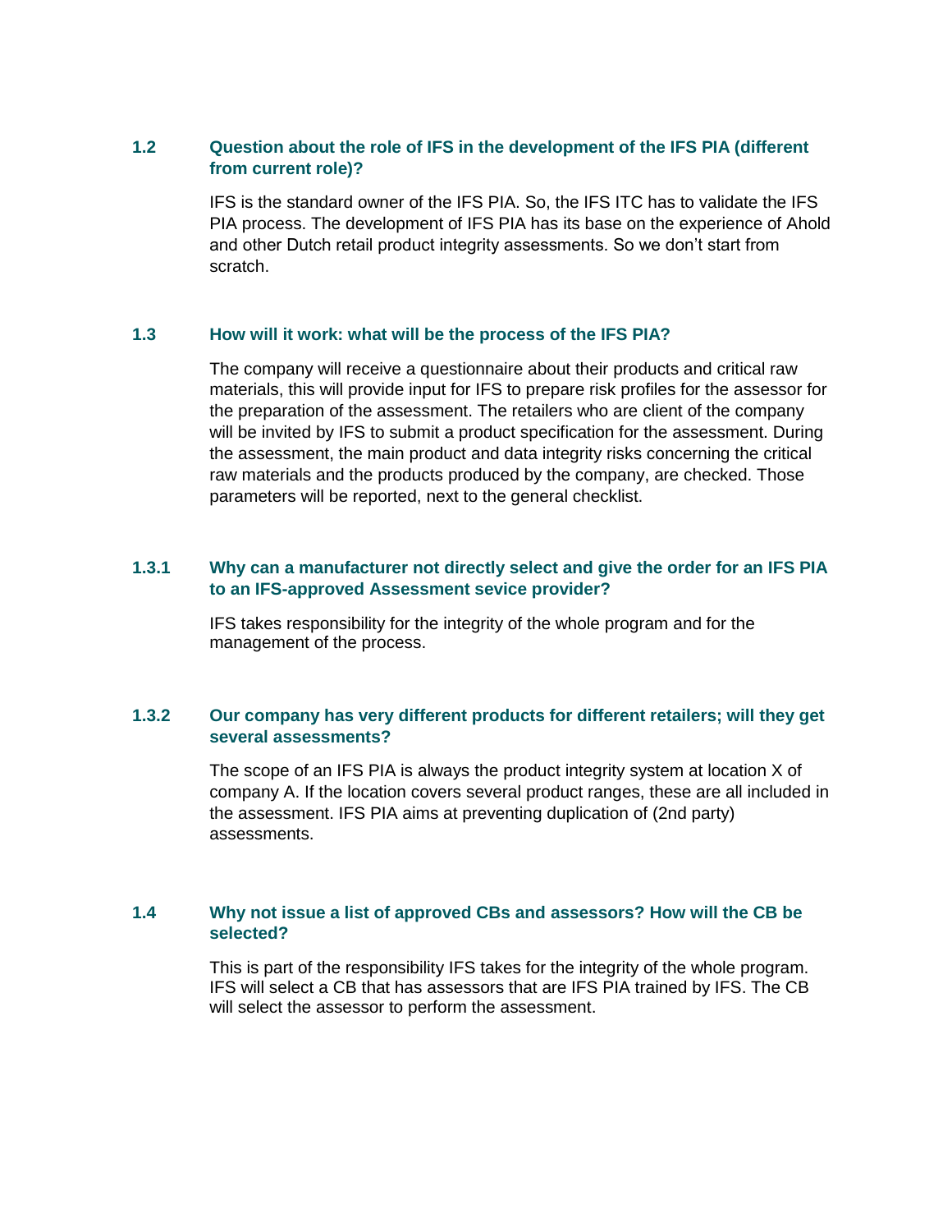### 1.2 Question about the role of IFS in the development of the IFS PIA (different from current role)?

IFS is the standard owner of the IFS PIA. So, the IFS ITC has to validate the IFS PIA process. The development of IFS PIA has its base on the experience of Ahold and other Dutch retail product integrity assessments. So we don't start from scratch.

### 1.3 How will it work: what will be the process of the IFS PIA?

The company will receive a questionnaire about their products and critical raw materials, this will provide input for IFS to prepare risk profiles for the assessor for the preparation of the assessment. The retailers who are client of the company will be invited by IFS to submit a product specification for the assessment. During the assessment, the main product and data integrity risks concerning the critical raw materials and the products produced by the company, are checked. Those parameters will be reported, next to the general checklist.

#### 1.3.1 Why can a manufacturer not directly select and give the order for an IFS PIA to an IFS-approved Assessment sevice provider?

IFS takes responsibility for the integrity of the whole program and for the management of the process.

#### 1.3.2 Our company has very different products for different retailers; will they get several assessments?

The scope of an IFS PIA is always the product integrity system at location X of company A. If the location covers several product ranges, these are all included in the assessment. IFS PIA aims at preventing duplication of (2nd party) assessments.

### 1.4 Why not issue a list of approved CBs and assessors? How will the CB be selected?

This is part of the responsibility IFS takes for the integrity of the whole program. IFS will select a CB that has assessors that are IFS PIA trained by IFS. The CB will select the assessor to perform the assessment.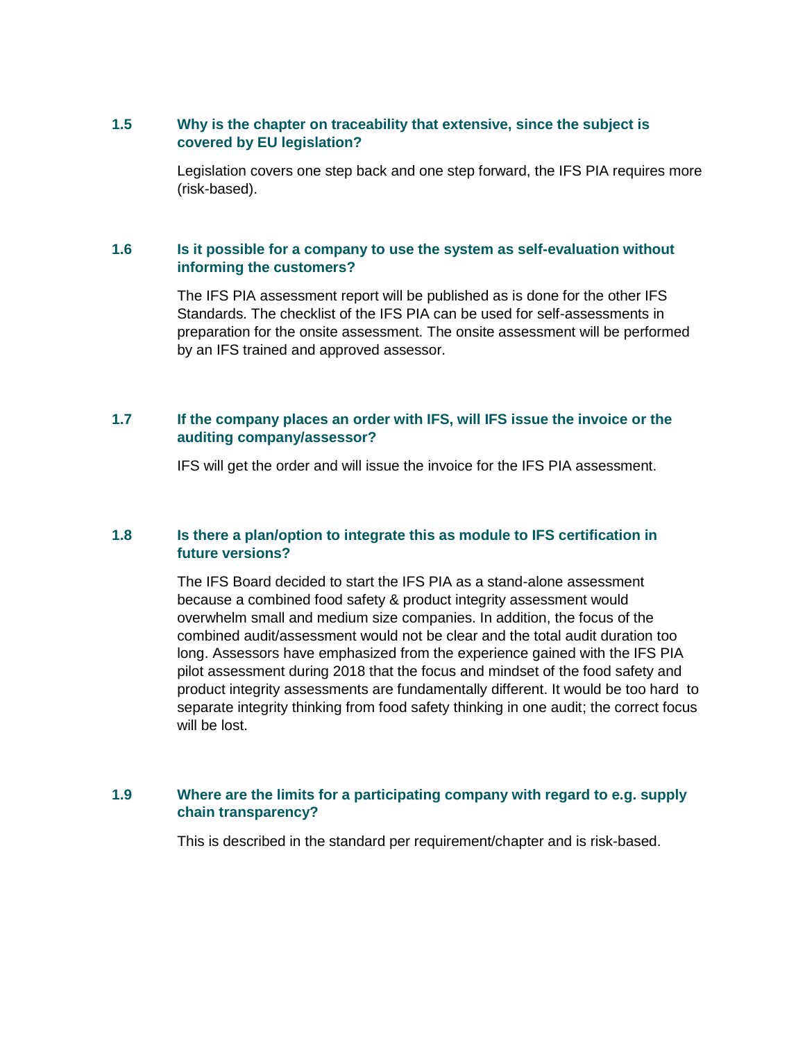### 1.5 Why is the chapter on traceability that extensive, since the subject is covered by EU legislation?

Legislation covers one step back and one step forward, the IFS PIA requires more (risk-based).

### 1.6 Is it possible for a company to use the system as self-evaluation without informing the customers?

The IFS PIA assessment report will be published as is done for the other IFS Standards. The checklist of the IFS PIA can be used for self-assessments in preparation for the onsite assessment. The onsite assessment will be performed by an IFS trained and approved assessor.

### 1.7 If the company places an order with IFS, will IFS issue the invoice or the auditing company/assessor?

IFS will get the order and will issue the invoice for the IFS PIA assessment.

### 1.8 Is there a plan/option to integrate this as module to IFS certification in future versions?

The IFS Board decided to start the IFS PIA as a stand-alone assessment because a combined food safety & product integrity assessment would overwhelm small and medium size companies. In addition, the focus of the combined audit/assessment would not be clear and the total audit duration too long. Assessors have emphasized from the experience gained with the IFS PIA pilot assessment during 2018 that the focus and mindset of the food safety and product integrity assessments are fundamentally different. It would be too hard to separate integrity thinking from food safety thinking in one audit; the correct focus will be lost.

### 1.9 Where are the limits for a participating company with regard to e.g. supply chain transparency?

This is described in the standard per requirement/chapter and is risk-based.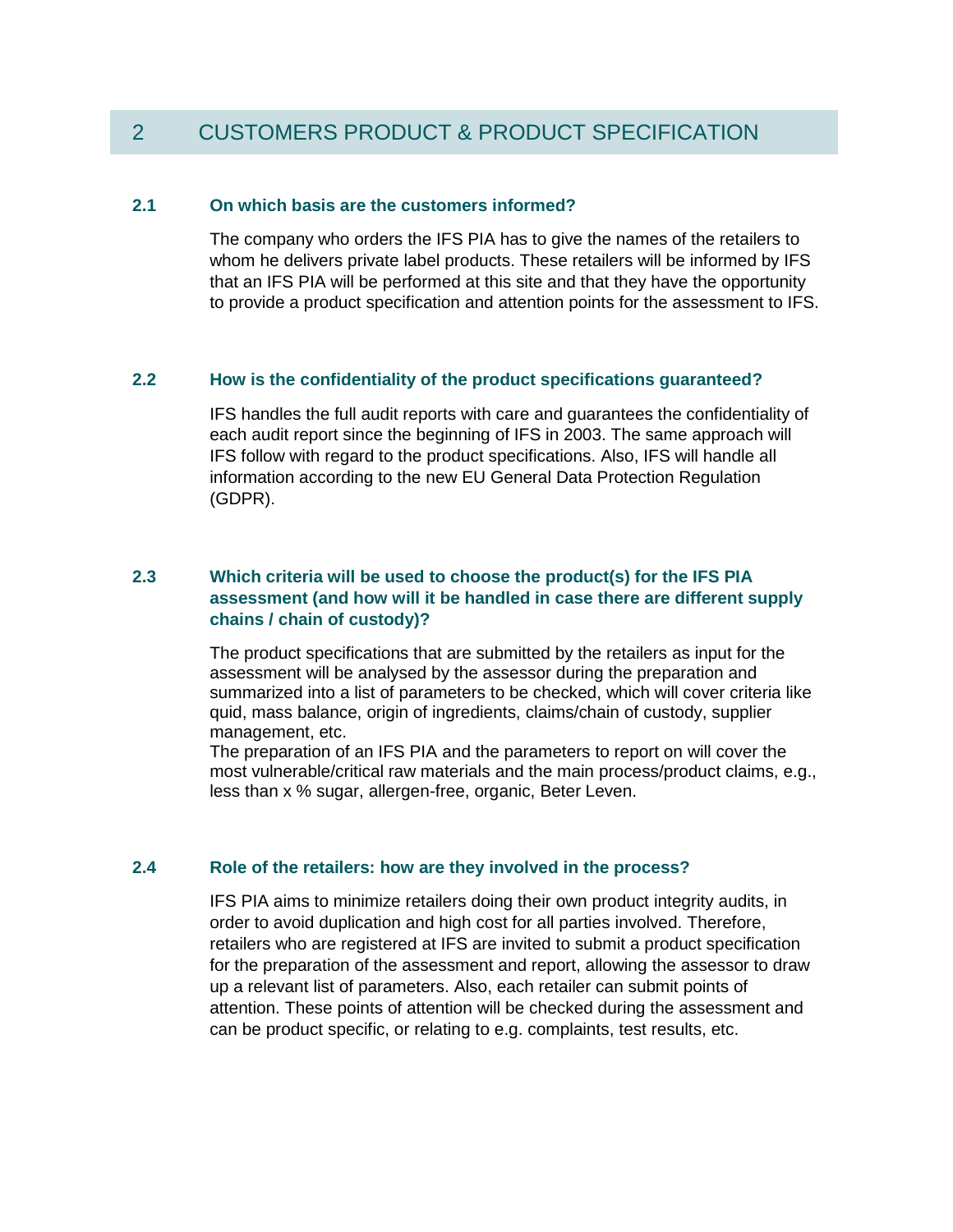## 2 CUSTOMERS PRODUCT & PRODUCT SPECIFICATION

### 2.1 On which basis are the customers informed?

The company who orders the IFS PIA has to give the names of the retailers to whom he delivers private label products. These retailers will be informed by IFS that an IFS PIA will be performed at this site and that they have the opportunity to provide a product specification and attention points for the assessment to IFS.

### 2.2 How is the confidentiality of the product specifications guaranteed?

IFS handles the full audit reports with care and guarantees the confidentiality of each audit report since the beginning of IFS in 2003. The same approach will IFS follow with regard to the product specifications. Also, IFS will handle all information according to the new EU General Data Protection Regulation (GDPR).

### 2.3 Which criteria will be used to choose the product(s) for the IFS PIA assessment (and how will it be handled in case there are different supply chains / chain of custody)?

The product specifications that are submitted by the retailers as input for the assessment will be analysed by the assessor during the preparation and summarized into a list of parameters to be checked, which will cover criteria like quid, mass balance, origin of ingredients, claims/chain of custody, supplier management, etc.
The preparation of an IFS PIA and the parameters to report on will cover the most vulnerable/critical raw materials and the main process/product claims, e.g., less than x % sugar, allergen-free, organic, Beter Leven.

### 2.4 Role of the retailers: how are they involved in the process?

IFS PIA aims to minimize retailers doing their own product integrity audits, in order to avoid duplication and high cost for all parties involved. Therefore, retailers who are registered at IFS are invited to submit a product specification for the preparation of the assessment and report, allowing the assessor to draw up a relevant list of parameters. Also, each retailer can submit points of attention. These points of attention will be checked during the assessment and can be product specific, or relating to e.g. complaints, test results, etc.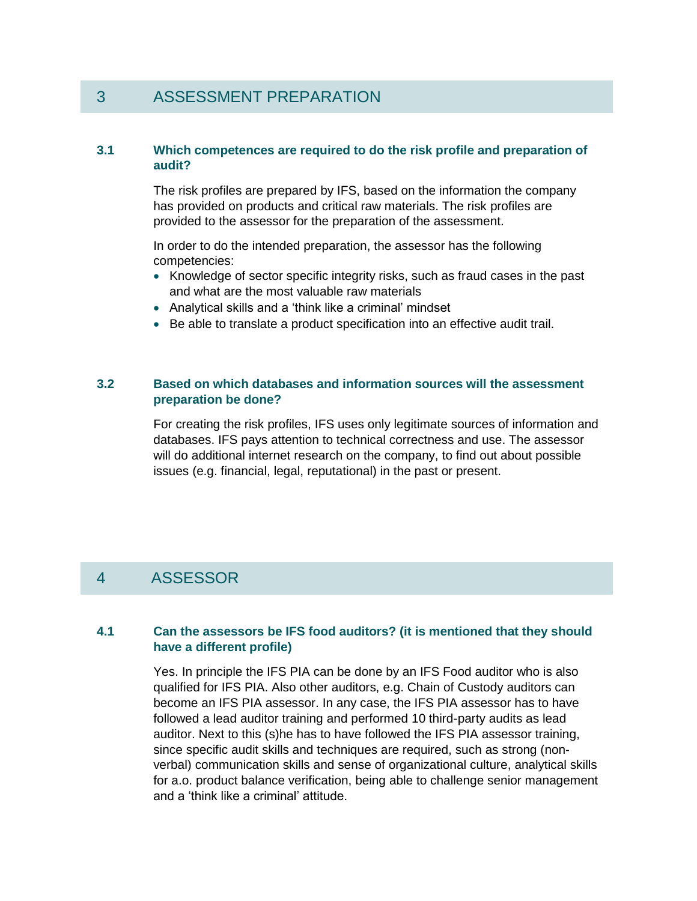# 3 ASSESSMENT PREPARATION

### 3.1 Which competences are required to do the risk profile and preparation of audit?

The risk profiles are prepared by IFS, based on the information the company has provided on products and critical raw materials. The risk profiles are provided to the assessor for the preparation of the assessment.

In order to do the intended preparation, the assessor has the following competencies:

- Knowledge of sector specific integrity risks, such as fraud cases in the past and what are the most valuable raw materials
- Analytical skills and a 'think like a criminal' mindset
- Be able to translate a product specification into an effective audit trail.

### 3.2 Based on which databases and information sources will the assessment preparation be done?

For creating the risk profiles, IFS uses only legitimate sources of information and databases. IFS pays attention to technical correctness and use. The assessor will do additional internet research on the company, to find out about possible issues (e.g. financial, legal, reputational) in the past or present.

# 4 ASSESSOR

### 4.1 Can the assessors be IFS food auditors? (it is mentioned that they should have a different profile)

Yes. In principle the IFS PIA can be done by an IFS Food auditor who is also qualified for IFS PIA. Also other auditors, e.g. Chain of Custody auditors can become an IFS PIA assessor. In any case, the IFS PIA assessor has to have followed a lead auditor training and performed 10 third-party audits as lead auditor. Next to this (s)he has to have followed the IFS PIA assessor training, since specific audit skills and techniques are required, such as strong (non-verbal) communication skills and sense of organizational culture, analytical skills for a.o. product balance verification, being able to challenge senior management and a 'think like a criminal' attitude.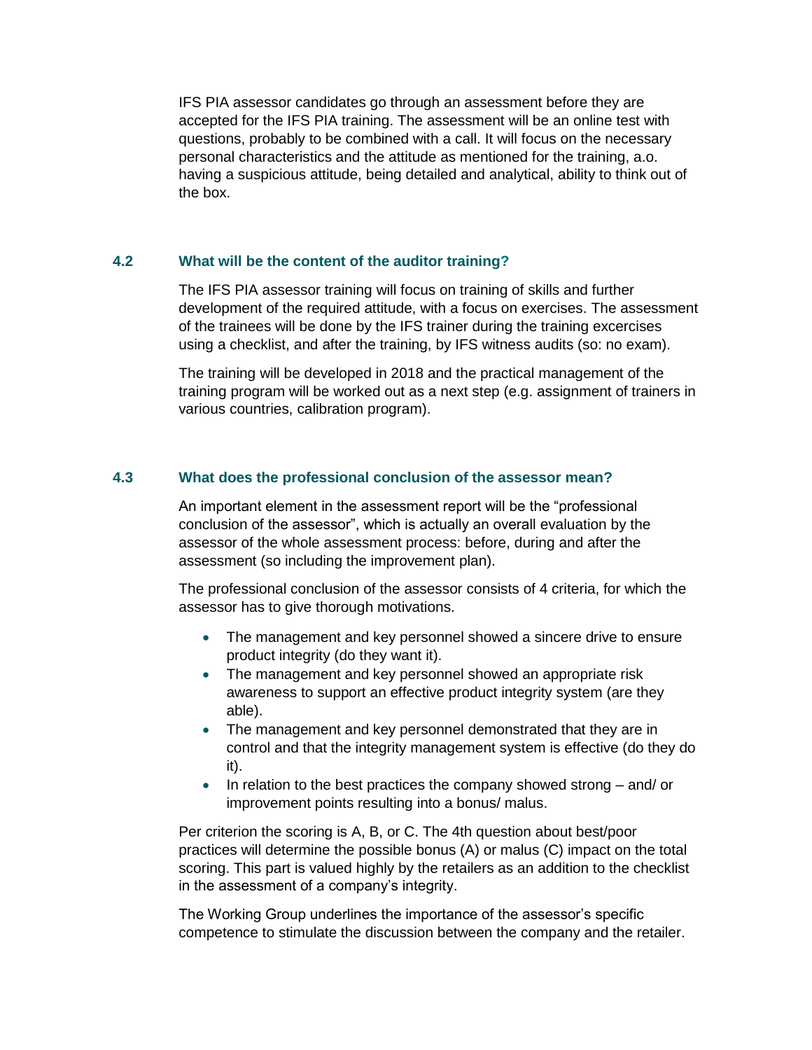IFS PIA assessor candidates go through an assessment before they are accepted for the IFS PIA training. The assessment will be an online test with questions, probably to be combined with a call. It will focus on the necessary personal characteristics and the attitude as mentioned for the training, a.o. having a suspicious attitude, being detailed and analytical, ability to think out of the box.

### 4.2 What will be the content of the auditor training?

The IFS PIA assessor training will focus on training of skills and further development of the required attitude, with a focus on exercises. The assessment of the trainees will be done by the IFS trainer during the training excercises using a checklist, and after the training, by IFS witness audits (so: no exam).

The training will be developed in 2018 and the practical management of the training program will be worked out as a next step (e.g. assignment of trainers in various countries, calibration program).

### 4.3 What does the professional conclusion of the assessor mean?

An important element in the assessment report will be the "professional conclusion of the assessor", which is actually an overall evaluation by the assessor of the whole assessment process: before, during and after the assessment (so including the improvement plan).

The professional conclusion of the assessor consists of 4 criteria, for which the assessor has to give thorough motivations.

- The management and key personnel showed a sincere drive to ensure product integrity (do they want it).
- The management and key personnel showed an appropriate risk awareness to support an effective product integrity system (are they able).
- The management and key personnel demonstrated that they are in control and that the integrity management system is effective (do they do it).
- In relation to the best practices the company showed strong – and/ or improvement points resulting into a bonus/ malus.

Per criterion the scoring is A, B, or C. The 4th question about best/poor practices will determine the possible bonus (A) or malus (C) impact on the total scoring. This part is valued highly by the retailers as an addition to the checklist in the assessment of a company's integrity.

The Working Group underlines the importance of the assessor's specific competence to stimulate the discussion between the company and the retailer.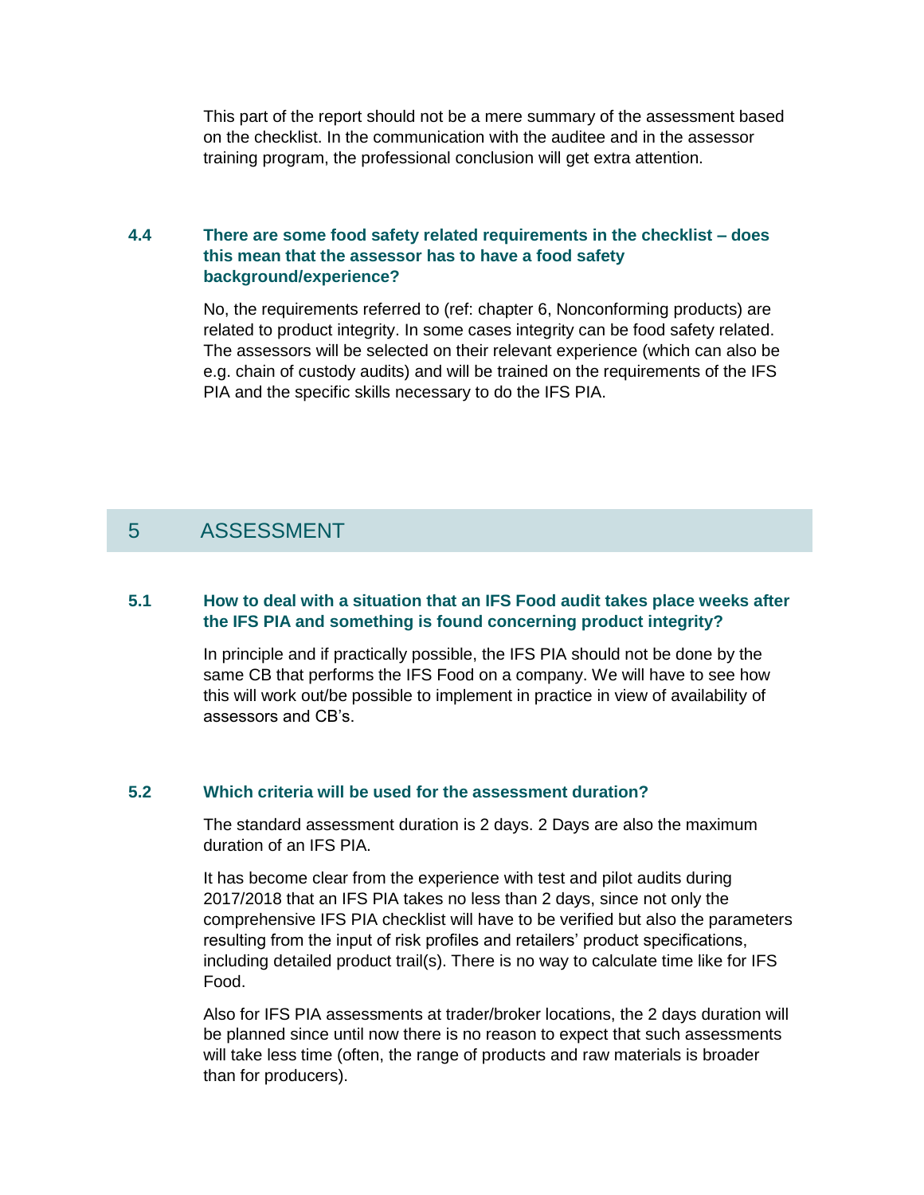This part of the report should not be a mere summary of the assessment based on the checklist. In the communication with the auditee and in the assessor training program, the professional conclusion will get extra attention.

### 4.4 There are some food safety related requirements in the checklist – does this mean that the assessor has to have a food safety background/experience?

No, the requirements referred to (ref: chapter 6, Nonconforming products) are related to product integrity. In some cases integrity can be food safety related. The assessors will be selected on their relevant experience (which can also be e.g. chain of custody audits) and will be trained on the requirements of the IFS PIA and the specific skills necessary to do the IFS PIA.

## 5 ASSESSMENT

### 5.1 How to deal with a situation that an IFS Food audit takes place weeks after the IFS PIA and something is found concerning product integrity?

In principle and if practically possible, the IFS PIA should not be done by the same CB that performs the IFS Food on a company. We will have to see how this will work out/be possible to implement in practice in view of availability of assessors and CB's.

### 5.2 Which criteria will be used for the assessment duration?

The standard assessment duration is 2 days. 2 Days are also the maximum duration of an IFS PIA.

It has become clear from the experience with test and pilot audits during 2017/2018 that an IFS PIA takes no less than 2 days, since not only the comprehensive IFS PIA checklist will have to be verified but also the parameters resulting from the input of risk profiles and retailers' product specifications, including detailed product trail(s). There is no way to calculate time like for IFS Food.

Also for IFS PIA assessments at trader/broker locations, the 2 days duration will be planned since until now there is no reason to expect that such assessments will take less time (often, the range of products and raw materials is broader than for producers).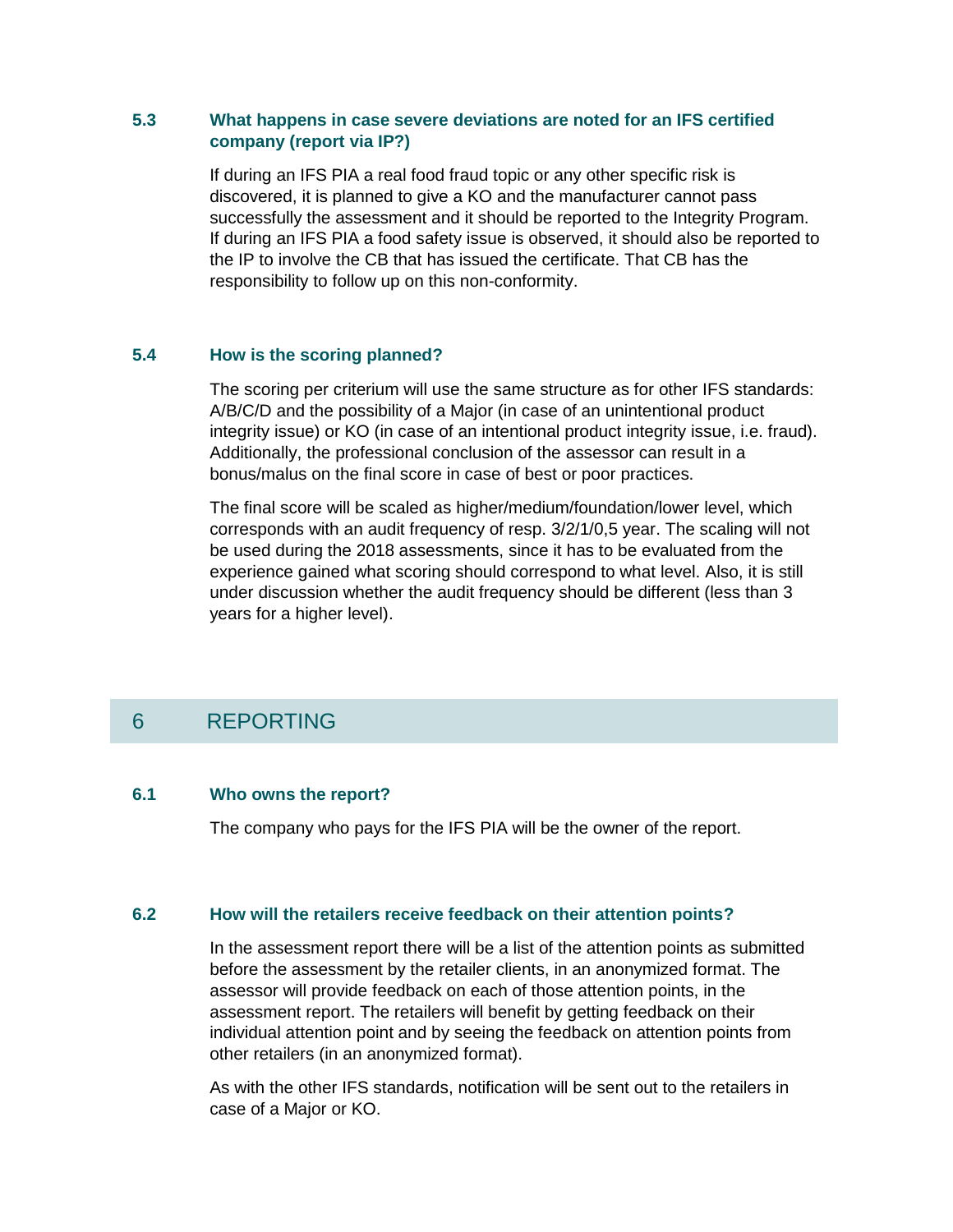### 5.3 What happens in case severe deviations are noted for an IFS certified company (report via IP?)

If during an IFS PIA a real food fraud topic or any other specific risk is discovered, it is planned to give a KO and the manufacturer cannot pass successfully the assessment and it should be reported to the Integrity Program. If during an IFS PIA a food safety issue is observed, it should also be reported to the IP to involve the CB that has issued the certificate. That CB has the responsibility to follow up on this non-conformity.

### 5.4 How is the scoring planned?

The scoring per criterium will use the same structure as for other IFS standards: A/B/C/D and the possibility of a Major (in case of an unintentional product integrity issue) or KO (in case of an intentional product integrity issue, i.e. fraud). Additionally, the professional conclusion of the assessor can result in a bonus/malus on the final score in case of best or poor practices.

The final score will be scaled as higher/medium/foundation/lower level, which corresponds with an audit frequency of resp. 3/2/1/0,5 year. The scaling will not be used during the 2018 assessments, since it has to be evaluated from the experience gained what scoring should correspond to what level. Also, it is still under discussion whether the audit frequency should be different (less than 3 years for a higher level).

## 6 REPORTING

### 6.1 Who owns the report?

The company who pays for the IFS PIA will be the owner of the report.

### 6.2 How will the retailers receive feedback on their attention points?

In the assessment report there will be a list of the attention points as submitted before the assessment by the retailer clients, in an anonymized format. The assessor will provide feedback on each of those attention points, in the assessment report. The retailers will benefit by getting feedback on their individual attention point and by seeing the feedback on attention points from other retailers (in an anonymized format).

As with the other IFS standards, notification will be sent out to the retailers in case of a Major or KO.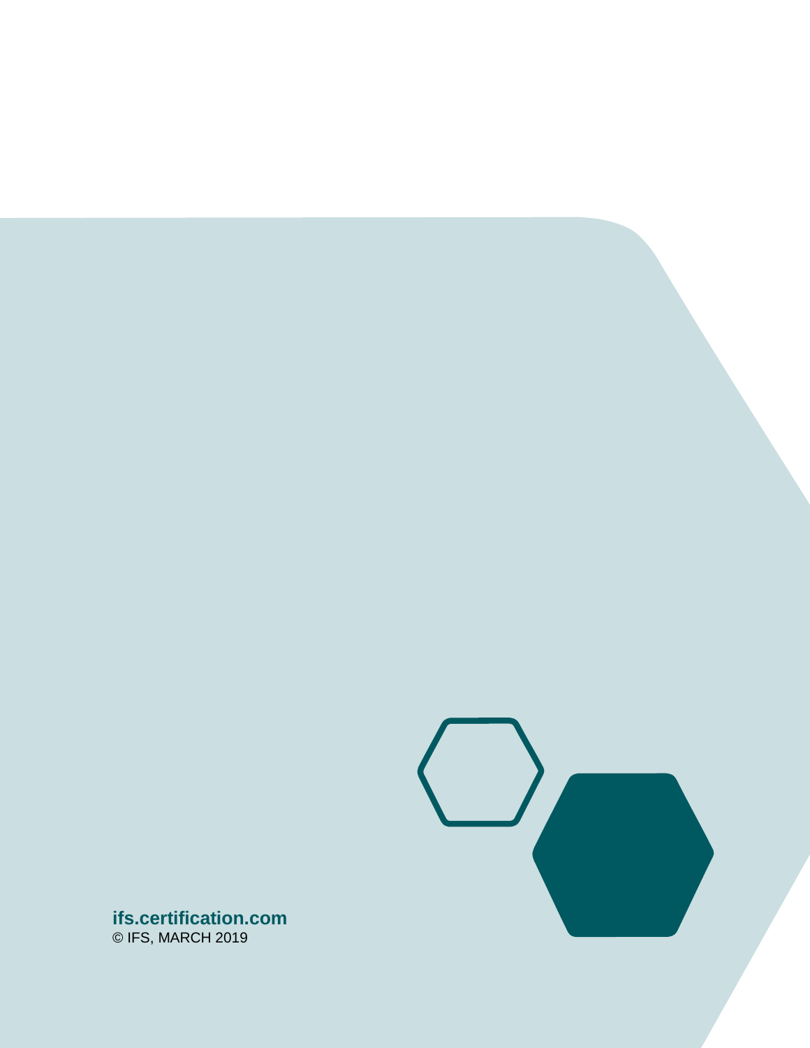**ifs.certification.com**
© IFS, MARCH 2019